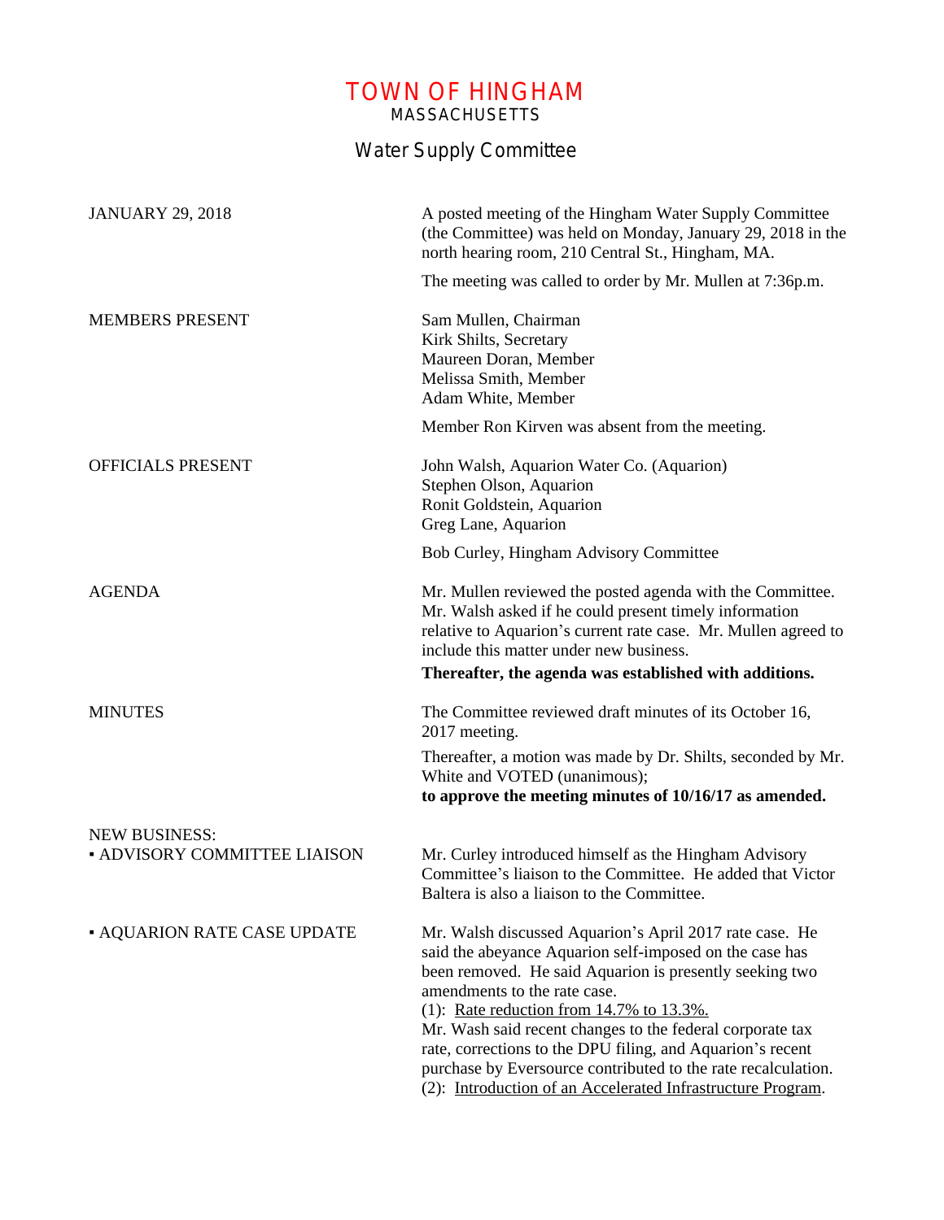# TOWN OF HINGHAM

## MASSACHUSETTS

## Water Supply Committee

**JANUARY 29, 2018**

A posted meeting of the Hingham Water Supply Committee (the Committee) was held on Monday, January 29, 2018 in the north hearing room, 210 Central St., Hingham, MA.

The meeting was called to order by Mr. Mullen at 7:36p.m.

**MEMBERS PRESENT**

Sam Mullen, Chairman
Kirk Shilts, Secretary
Maureen Doran, Member
Melissa Smith, Member
Adam White, Member

Member Ron Kirven was absent from the meeting.

**OFFICIALS PRESENT**

John Walsh, Aquarion Water Co. (Aquarion)
Stephen Olson, Aquarion
Ronit Goldstein, Aquarion
Greg Lane, Aquarion

Bob Curley, Hingham Advisory Committee

**AGENDA**

Mr. Mullen reviewed the posted agenda with the Committee. Mr. Walsh asked if he could present timely information relative to Aquarion's current rate case. Mr. Mullen agreed to include this matter under new business.

**Thereafter, the agenda was established with additions.**

**MINUTES**

The Committee reviewed draft minutes of its October 16, 2017 meeting.

Thereafter, a motion was made by Dr. Shilts, seconded by Mr. White and VOTED (unanimous);
**to approve the meeting minutes of 10/16/17 as amended.**

**NEW BUSINESS:**

**▪ ADVISORY COMMITTEE LIAISON**

Mr. Curley introduced himself as the Hingham Advisory Committee's liaison to the Committee. He added that Victor Baltera is also a liaison to the Committee.

**▪ AQUARION RATE CASE UPDATE**

Mr. Walsh discussed Aquarion's April 2017 rate case. He said the abeyance Aquarion self-imposed on the case has been removed. He said Aquarion is presently seeking two amendments to the rate case.

(1): <u>Rate reduction from 14.7% to 13.3%.</u>
Mr. Wash said recent changes to the federal corporate tax rate, corrections to the DPU filing, and Aquarion's recent purchase by Eversource contributed to the rate recalculation.

(2): <u>Introduction of an Accelerated Infrastructure Program</u>.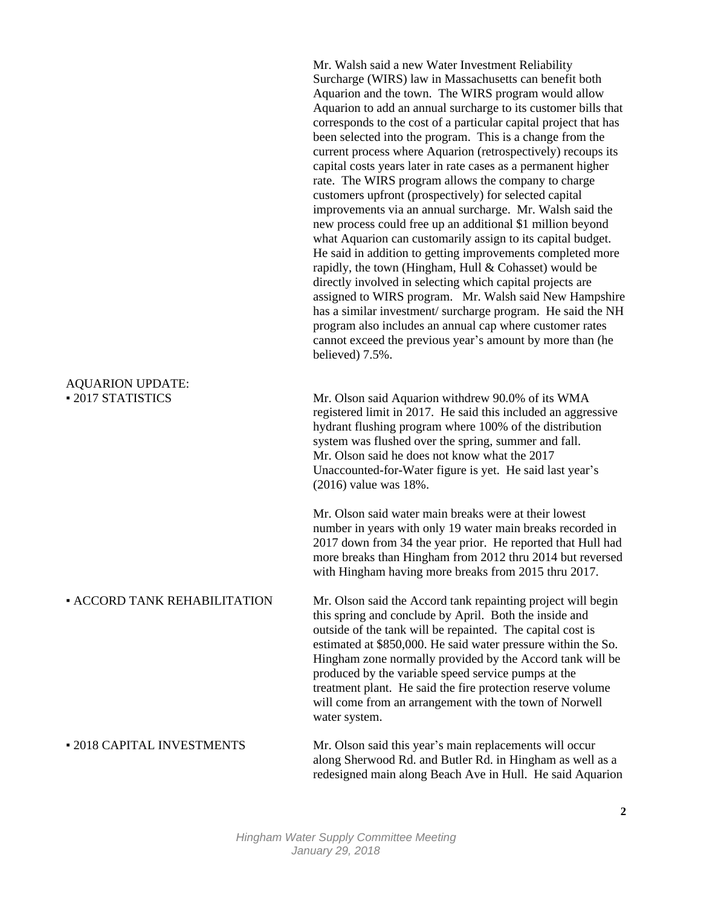Mr. Walsh said a new Water Investment Reliability Surcharge (WIRS) law in Massachusetts can benefit both Aquarion and the town. The WIRS program would allow Aquarion to add an annual surcharge to its customer bills that corresponds to the cost of a particular capital project that has been selected into the program. This is a change from the current process where Aquarion (retrospectively) recoups its capital costs years later in rate cases as a permanent higher rate. The WIRS program allows the company to charge customers upfront (prospectively) for selected capital improvements via an annual surcharge. Mr. Walsh said the new process could free up an additional $1 million beyond what Aquarion can customarily assign to its capital budget. He said in addition to getting improvements completed more rapidly, the town (Hingham, Hull & Cohasset) would be directly involved in selecting which capital projects are assigned to WIRS program. Mr. Walsh said New Hampshire has a similar investment/ surcharge program. He said the NH program also includes an annual cap where customer rates cannot exceed the previous year's amount by more than (he believed) 7.5%.

**AQUARION UPDATE:**

**▪ 2017 STATISTICS**

Mr. Olson said Aquarion withdrew 90.0% of its WMA registered limit in 2017. He said this included an aggressive hydrant flushing program where 100% of the distribution system was flushed over the spring, summer and fall. Mr. Olson said he does not know what the 2017 Unaccounted-for-Water figure is yet. He said last year's (2016) value was 18%.

Mr. Olson said water main breaks were at their lowest number in years with only 19 water main breaks recorded in 2017 down from 34 the year prior. He reported that Hull had more breaks than Hingham from 2012 thru 2014 but reversed with Hingham having more breaks from 2015 thru 2017.

**▪ ACCORD TANK REHABILITATION**

Mr. Olson said the Accord tank repainting project will begin this spring and conclude by April. Both the inside and outside of the tank will be repainted. The capital cost is estimated at $850,000. He said water pressure within the So. Hingham zone normally provided by the Accord tank will be produced by the variable speed service pumps at the treatment plant. He said the fire protection reserve volume will come from an arrangement with the town of Norwell water system.

**▪ 2018 CAPITAL INVESTMENTS**

Mr. Olson said this year's main replacements will occur along Sherwood Rd. and Butler Rd. in Hingham as well as a redesigned main along Beach Ave in Hull. He said Aquarion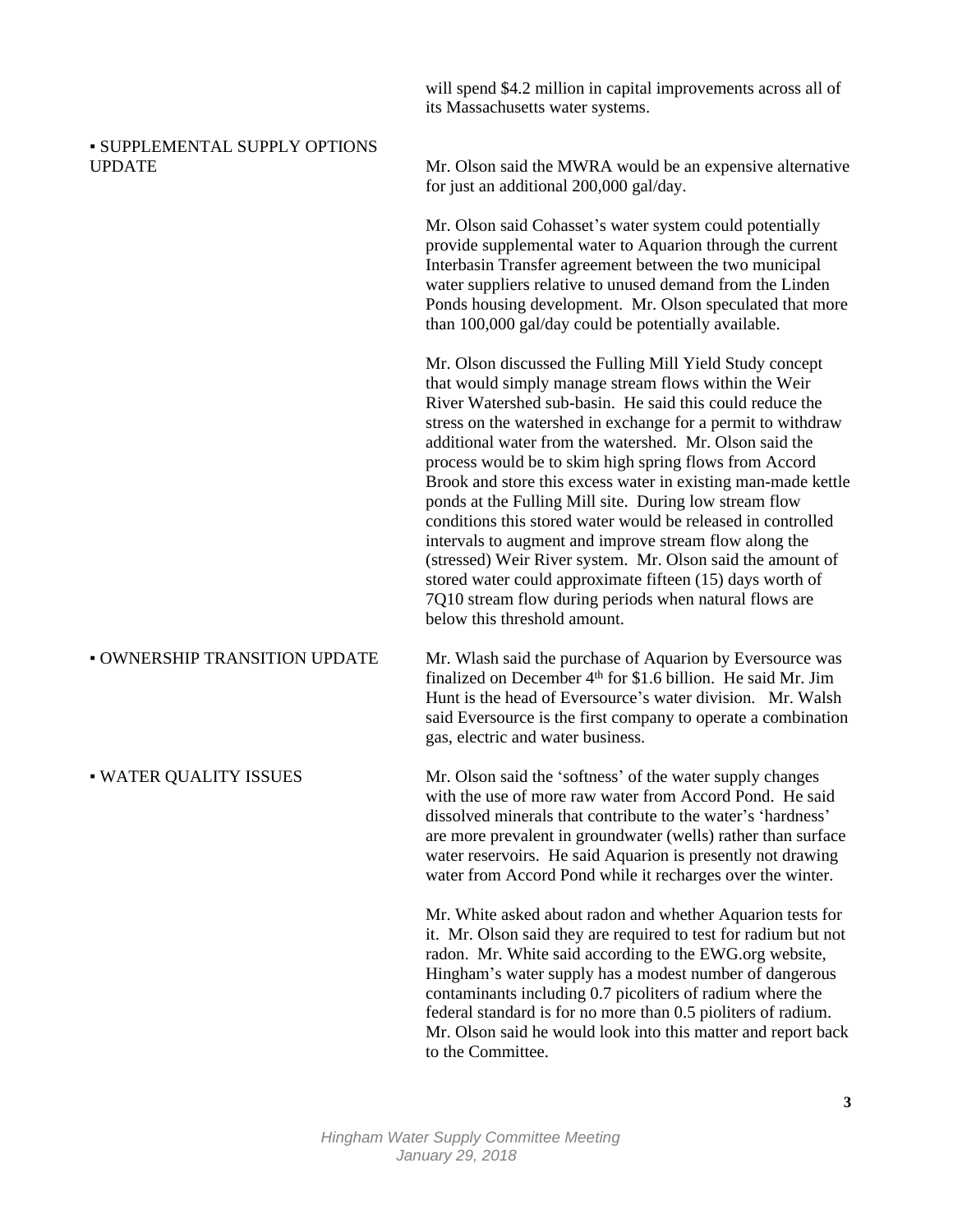will spend $4.2 million in capital improvements across all of its Massachusetts water systems.

**▪ SUPPLEMENTAL SUPPLY OPTIONS UPDATE**

Mr. Olson said the MWRA would be an expensive alternative for just an additional 200,000 gal/day.

Mr. Olson said Cohasset's water system could potentially provide supplemental water to Aquarion through the current Interbasin Transfer agreement between the two municipal water suppliers relative to unused demand from the Linden Ponds housing development. Mr. Olson speculated that more than 100,000 gal/day could be potentially available.

Mr. Olson discussed the Fulling Mill Yield Study concept that would simply manage stream flows within the Weir River Watershed sub-basin. He said this could reduce the stress on the watershed in exchange for a permit to withdraw additional water from the watershed. Mr. Olson said the process would be to skim high spring flows from Accord Brook and store this excess water in existing man-made kettle ponds at the Fulling Mill site. During low stream flow conditions this stored water would be released in controlled intervals to augment and improve stream flow along the (stressed) Weir River system. Mr. Olson said the amount of stored water could approximate fifteen (15) days worth of 7Q10 stream flow during periods when natural flows are below this threshold amount.

**▪ OWNERSHIP TRANSITION UPDATE**

Mr. Wlash said the purchase of Aquarion by Eversource was finalized on December 4th for $1.6 billion. He said Mr. Jim Hunt is the head of Eversource's water division. Mr. Walsh said Eversource is the first company to operate a combination gas, electric and water business.

**▪ WATER QUALITY ISSUES**

Mr. Olson said the 'softness' of the water supply changes with the use of more raw water from Accord Pond. He said dissolved minerals that contribute to the water's 'hardness' are more prevalent in groundwater (wells) rather than surface water reservoirs. He said Aquarion is presently not drawing water from Accord Pond while it recharges over the winter.

Mr. White asked about radon and whether Aquarion tests for it. Mr. Olson said they are required to test for radium but not radon. Mr. White said according to the EWG.org website, Hingham's water supply has a modest number of dangerous contaminants including 0.7 picoliters of radium where the federal standard is for no more than 0.5 pioliters of radium. Mr. Olson said he would look into this matter and report back to the Committee.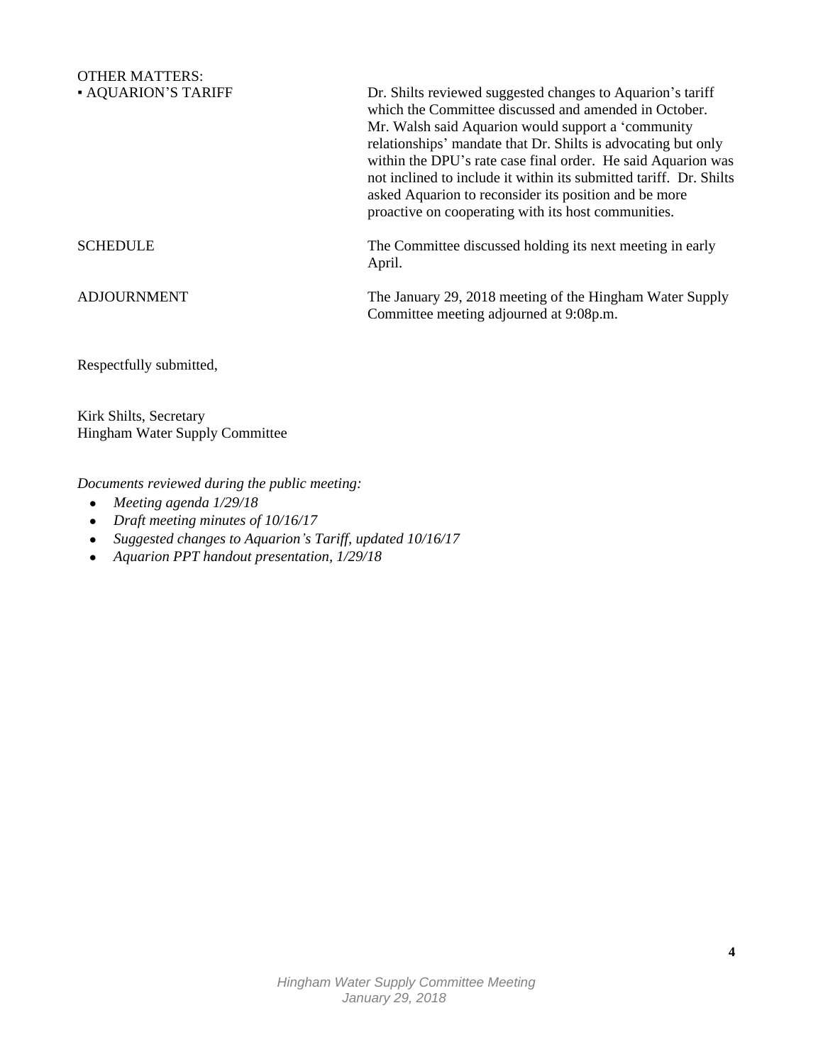OTHER MATTERS:

▪ AQUARION'S TARIFF

Dr. Shilts reviewed suggested changes to Aquarion's tariff which the Committee discussed and amended in October. Mr. Walsh said Aquarion would support a 'community relationships' mandate that Dr. Shilts is advocating but only within the DPU's rate case final order. He said Aquarion was not inclined to include it within its submitted tariff. Dr. Shilts asked Aquarion to reconsider its position and be more proactive on cooperating with its host communities.

SCHEDULE

The Committee discussed holding its next meeting in early April.

ADJOURNMENT

The January 29, 2018 meeting of the Hingham Water Supply Committee meeting adjourned at 9:08p.m.

Respectfully submitted,

Kirk Shilts, Secretary
Hingham Water Supply Committee

*Documents reviewed during the public meeting:*

- *Meeting agenda 1/29/18*
- *Draft meeting minutes of 10/16/17*
- *Suggested changes to Aquarion's Tariff, updated 10/16/17*
- *Aquarion PPT handout presentation, 1/29/18*